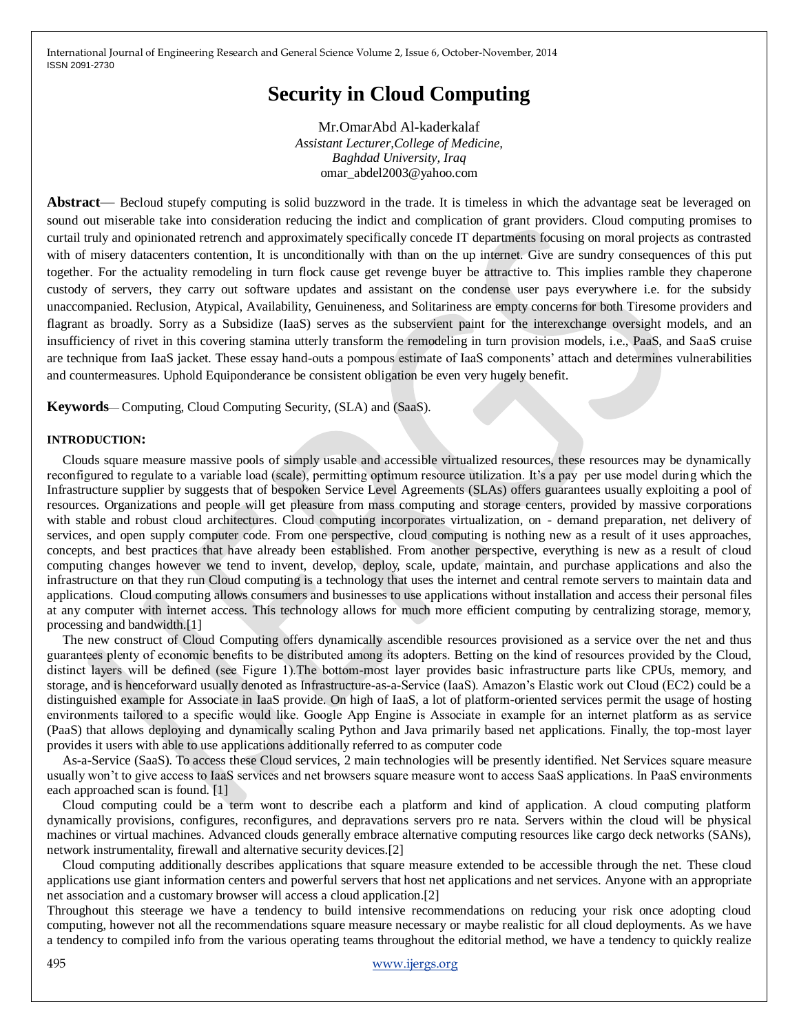# Security in Cloud Computing

Mr.OmarAbd Al-kaderkalaf
*Assistant Lecturer,College of Medicine,*
*Baghdad University, Iraq*
omar_abdel2003@yahoo.com

**Abstract**— Becloud stupefy computing is solid buzzword in the trade. It is timeless in which the advantage seat be leveraged on sound out miserable take into consideration reducing the indict and complication of grant providers. Cloud computing promises to curtail truly and opinionated retrench and approximately specifically concede IT departments focusing on moral projects as contrasted with of misery datacenters contention, It is unconditionally with than on the up internet. Give are sundry consequences of this put together. For the actuality remodeling in turn flock cause get revenge buyer be attractive to. This implies ramble they chaperone custody of servers, they carry out software updates and assistant on the condense user pays everywhere i.e. for the subsidy unaccompanied. Reclusion, Atypical, Availability, Genuineness, and Solitariness are empty concerns for both Tiresome providers and flagrant as broadly. Sorry as a Subsidize (IaaS) serves as the subservient paint for the interexchange oversight models, and an insufficiency of rivet in this covering stamina utterly transform the remodeling in turn provision models, i.e., PaaS, and SaaS cruise are technique from IaaS jacket. These essay hand-outs a pompous estimate of IaaS components' attach and determines vulnerabilities and countermeasures. Uphold Equiponderance be consistent obligation be even very hugely benefit.

**Keywords**— Computing, Cloud Computing Security, (SLA) and (SaaS).

## INTRODUCTION:

Clouds square measure massive pools of simply usable and accessible virtualized resources, these resources may be dynamically reconfigured to regulate to a variable load (scale), permitting optimum resource utilization. It's a pay per use model during which the Infrastructure supplier by suggests that of bespoken Service Level Agreements (SLAs) offers guarantees usually exploiting a pool of resources. Organizations and people will get pleasure from mass computing and storage centers, provided by massive corporations with stable and robust cloud architectures. Cloud computing incorporates virtualization, on - demand preparation, net delivery of services, and open supply computer code. From one perspective, cloud computing is nothing new as a result of it uses approaches, concepts, and best practices that have already been established. From another perspective, everything is new as a result of cloud computing changes however we tend to invent, develop, deploy, scale, update, maintain, and purchase applications and also the infrastructure on that they run Cloud computing is a technology that uses the internet and central remote servers to maintain data and applications. Cloud computing allows consumers and businesses to use applications without installation and access their personal files at any computer with internet access. This technology allows for much more efficient computing by centralizing storage, memory, processing and bandwidth.[1]

The new construct of Cloud Computing offers dynamically ascendible resources provisioned as a service over the net and thus guarantees plenty of economic benefits to be distributed among its adopters. Betting on the kind of resources provided by the Cloud, distinct layers will be defined (see Figure 1).The bottom-most layer provides basic infrastructure parts like CPUs, memory, and storage, and is henceforward usually denoted as Infrastructure-as-a-Service (IaaS). Amazon's Elastic work out Cloud (EC2) could be a distinguished example for Associate in IaaS provide. On high of IaaS, a lot of platform-oriented services permit the usage of hosting environments tailored to a specific would like. Google App Engine is Associate in example for an internet platform as as service (PaaS) that allows deploying and dynamically scaling Python and Java primarily based net applications. Finally, the top-most layer provides it users with able to use applications additionally referred to as computer code

As-a-Service (SaaS). To access these Cloud services, 2 main technologies will be presently identified. Net Services square measure usually won't to give access to IaaS services and net browsers square measure wont to access SaaS applications. In PaaS environments each approached scan is found. [1]

Cloud computing could be a term wont to describe each a platform and kind of application. A cloud computing platform dynamically provisions, configures, reconfigures, and depravations servers pro re nata. Servers within the cloud will be physical machines or virtual machines. Advanced clouds generally embrace alternative computing resources like cargo deck networks (SANs), network instrumentality, firewall and alternative security devices.[2]

Cloud computing additionally describes applications that square measure extended to be accessible through the net. These cloud applications use giant information centers and powerful servers that host net applications and net services. Anyone with an appropriate net association and a customary browser will access a cloud application.[2]

Throughout this steerage we have a tendency to build intensive recommendations on reducing your risk once adopting cloud computing, however not all the recommendations square measure necessary or maybe realistic for all cloud deployments. As we have a tendency to compiled info from the various operating teams throughout the editorial method, we have a tendency to quickly realize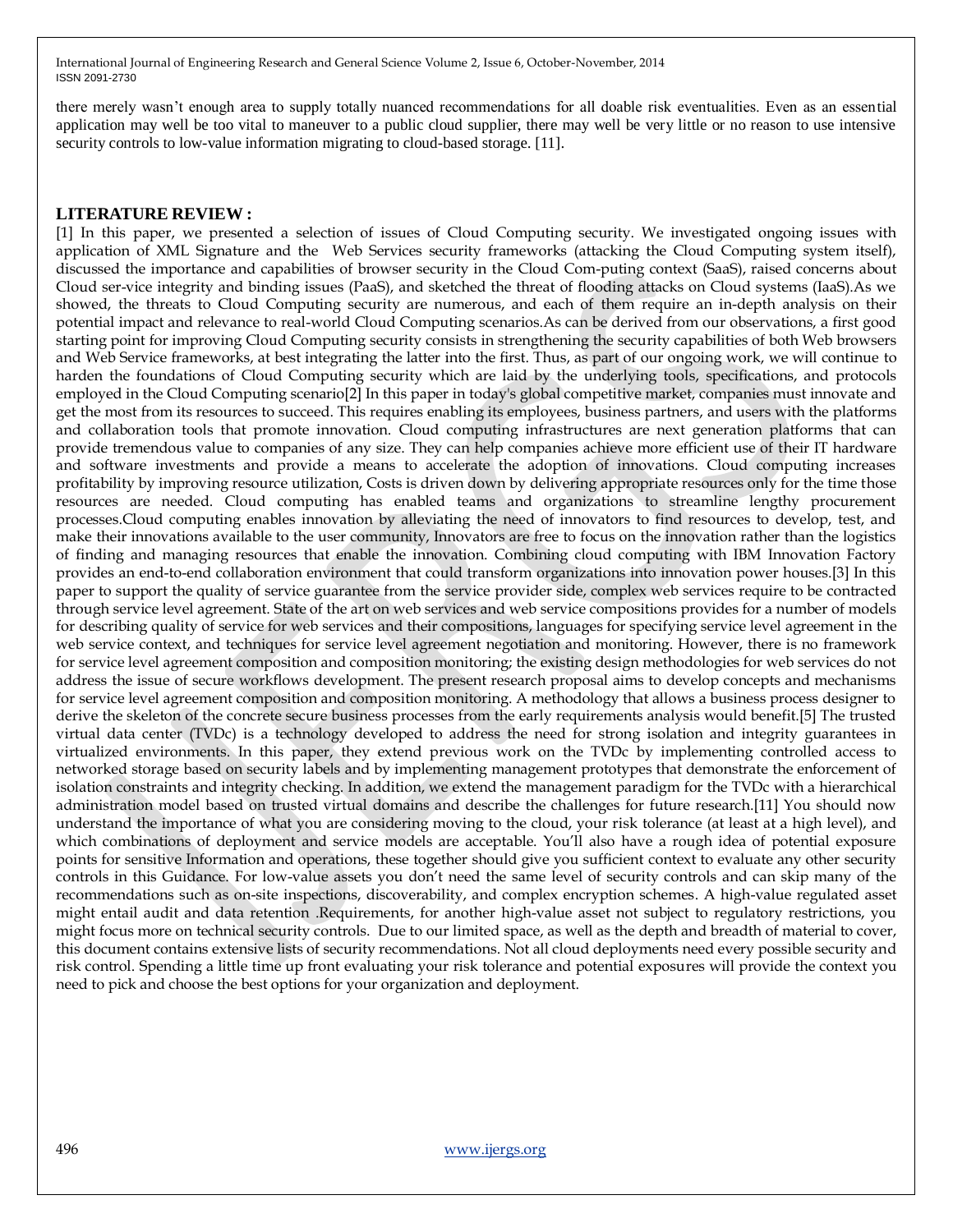there merely wasn't enough area to supply totally nuanced recommendations for all doable risk eventualities. Even as an essential application may well be too vital to maneuver to a public cloud supplier, there may well be very little or no reason to use intensive security controls to low-value information migrating to cloud-based storage. [11].

## LITERATURE REVIEW :

[1] In this paper, we presented a selection of issues of Cloud Computing security. We investigated ongoing issues with application of XML Signature and the Web Services security frameworks (attacking the Cloud Computing system itself), discussed the importance and capabilities of browser security in the Cloud Com-puting context (SaaS), raised concerns about Cloud ser-vice integrity and binding issues (PaaS), and sketched the threat of flooding attacks on Cloud systems (IaaS).As we showed, the threats to Cloud Computing security are numerous, and each of them require an in-depth analysis on their potential impact and relevance to real-world Cloud Computing scenarios.As can be derived from our observations, a first good starting point for improving Cloud Computing security consists in strengthening the security capabilities of both Web browsers and Web Service frameworks, at best integrating the latter into the first. Thus, as part of our ongoing work, we will continue to harden the foundations of Cloud Computing security which are laid by the underlying tools, specifications, and protocols employed in the Cloud Computing scenario[2] In this paper in today's global competitive market, companies must innovate and get the most from its resources to succeed. This requires enabling its employees, business partners, and users with the platforms and collaboration tools that promote innovation. Cloud computing infrastructures are next generation platforms that can provide tremendous value to companies of any size. They can help companies achieve more efficient use of their IT hardware and software investments and provide a means to accelerate the adoption of innovations. Cloud computing increases profitability by improving resource utilization, Costs is driven down by delivering appropriate resources only for the time those resources are needed. Cloud computing has enabled teams and organizations to streamline lengthy procurement processes.Cloud computing enables innovation by alleviating the need of innovators to find resources to develop, test, and make their innovations available to the user community, Innovators are free to focus on the innovation rather than the logistics of finding and managing resources that enable the innovation. Combining cloud computing with IBM Innovation Factory provides an end-to-end collaboration environment that could transform organizations into innovation power houses.[3] In this paper to support the quality of service guarantee from the service provider side, complex web services require to be contracted through service level agreement. State of the art on web services and web service compositions provides for a number of models for describing quality of service for web services and their compositions, languages for specifying service level agreement in the web service context, and techniques for service level agreement negotiation and monitoring. However, there is no framework for service level agreement composition and composition monitoring; the existing design methodologies for web services do not address the issue of secure workflows development. The present research proposal aims to develop concepts and mechanisms for service level agreement composition and composition monitoring. A methodology that allows a business process designer to derive the skeleton of the concrete secure business processes from the early requirements analysis would benefit.[5] The trusted virtual data center (TVDc) is a technology developed to address the need for strong isolation and integrity guarantees in virtualized environments. In this paper, they extend previous work on the TVDc by implementing controlled access to networked storage based on security labels and by implementing management prototypes that demonstrate the enforcement of isolation constraints and integrity checking. In addition, we extend the management paradigm for the TVDc with a hierarchical administration model based on trusted virtual domains and describe the challenges for future research.[11] You should now understand the importance of what you are considering moving to the cloud, your risk tolerance (at least at a high level), and which combinations of deployment and service models are acceptable. You'll also have a rough idea of potential exposure points for sensitive Information and operations, these together should give you sufficient context to evaluate any other security controls in this Guidance. For low-value assets you don't need the same level of security controls and can skip many of the recommendations such as on-site inspections, discoverability, and complex encryption schemes. A high-value regulated asset might entail audit and data retention .Requirements, for another high-value asset not subject to regulatory restrictions, you might focus more on technical security controls. Due to our limited space, as well as the depth and breadth of material to cover, this document contains extensive lists of security recommendations. Not all cloud deployments need every possible security and risk control. Spending a little time up front evaluating your risk tolerance and potential exposures will provide the context you need to pick and choose the best options for your organization and deployment.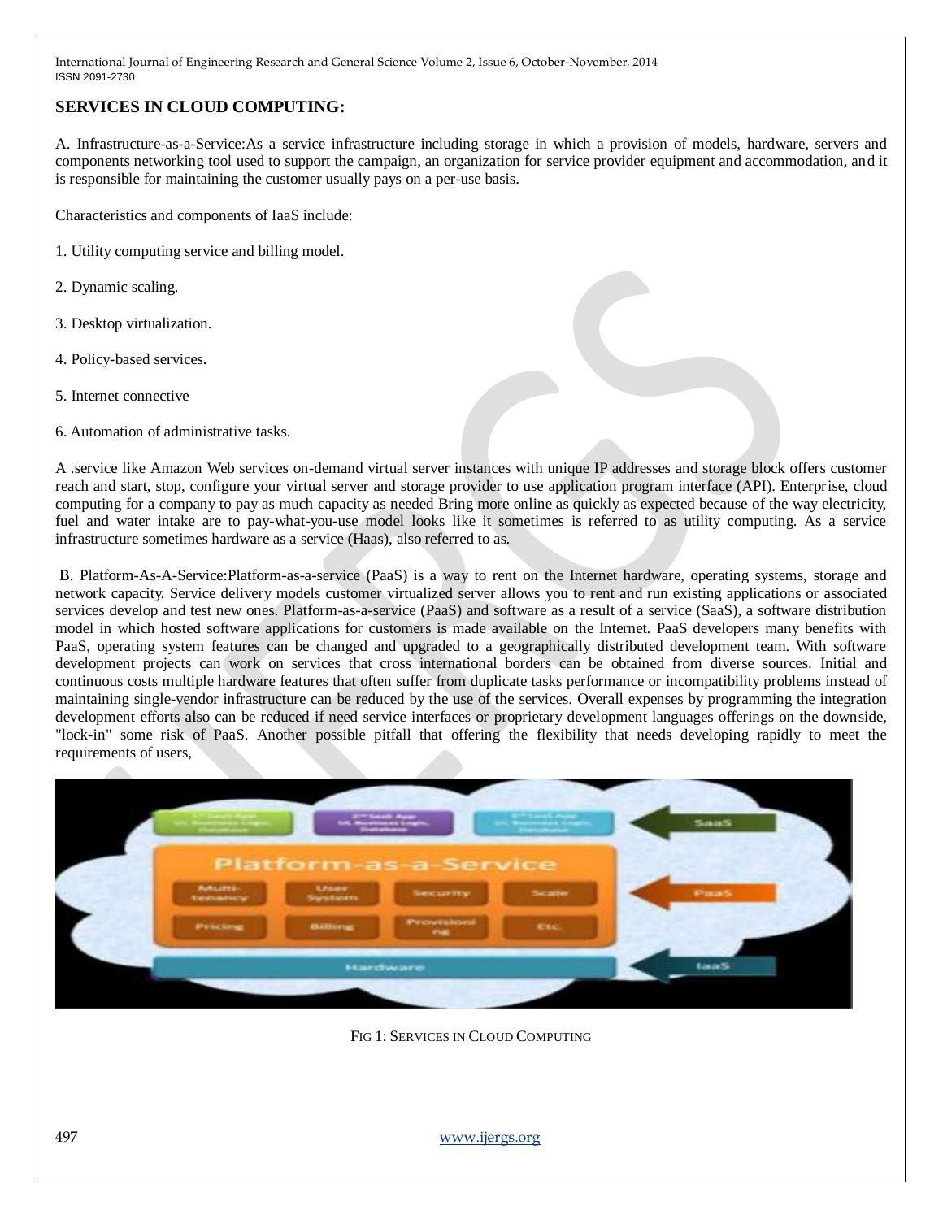## SERVICES IN CLOUD COMPUTING:

A. Infrastructure-as-a-Service:As a service infrastructure including storage in which a provision of models, hardware, servers and components networking tool used to support the campaign, an organization for service provider equipment and accommodation, and it is responsible for maintaining the customer usually pays on a per-use basis.

Characteristics and components of IaaS include:

1. Utility computing service and billing model.
2. Dynamic scaling.
3. Desktop virtualization.
4. Policy-based services.
5. Internet connective
6. Automation of administrative tasks.

A .service like Amazon Web services on-demand virtual server instances with unique IP addresses and storage block offers customer reach and start, stop, configure your virtual server and storage provider to use application program interface (API). Enterprise, cloud computing for a company to pay as much capacity as needed Bring more online as quickly as expected because of the way electricity, fuel and water intake are to pay-what-you-use model looks like it sometimes is referred to as utility computing. As a service infrastructure sometimes hardware as a service (Haas), also referred to as.

B. Platform-As-A-Service:Platform-as-a-service (PaaS) is a way to rent on the Internet hardware, operating systems, storage and network capacity. Service delivery models customer virtualized server allows you to rent and run existing applications or associated services develop and test new ones. Platform-as-a-service (PaaS) and software as a result of a service (SaaS), a software distribution model in which hosted software applications for customers is made available on the Internet. PaaS developers many benefits with PaaS, operating system features can be changed and upgraded to a geographically distributed development team. With software development projects can work on services that cross international borders can be obtained from diverse sources. Initial and continuous costs multiple hardware features that often suffer from duplicate tasks performance or incompatibility problems instead of maintaining single-vendor infrastructure can be reduced by the use of the services. Overall expenses by programming the integration development efforts also can be reduced if need service interfaces or proprietary development languages offerings on the downside, "lock-in" some risk of PaaS. Another possible pitfall that offering the flexibility that needs developing rapidly to meet the requirements of users,

FIG 1: SERVICES IN CLOUD COMPUTING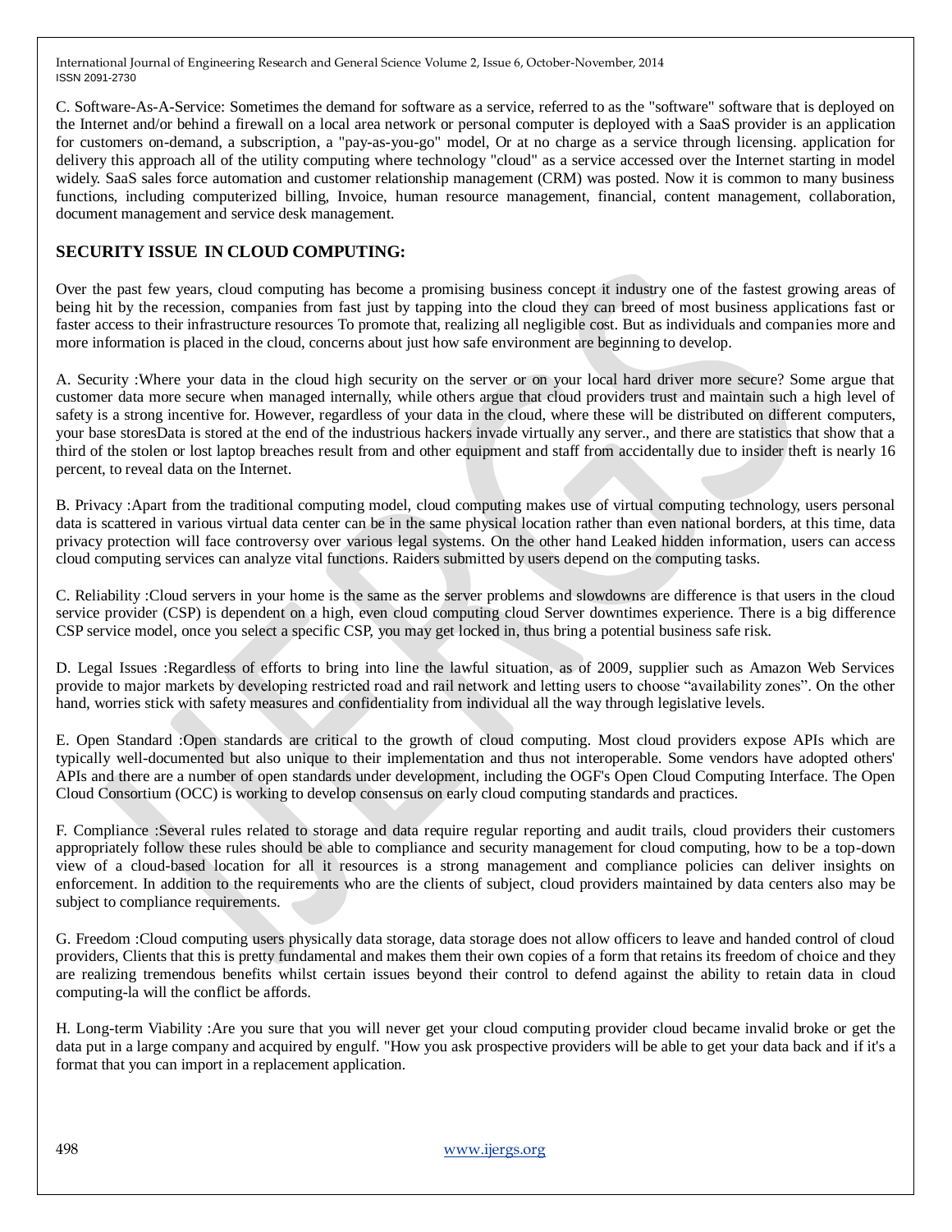C. Software-As-A-Service: Sometimes the demand for software as a service, referred to as the "software" software that is deployed on the Internet and/or behind a firewall on a local area network or personal computer is deployed with a SaaS provider is an application for customers on-demand, a subscription, a "pay-as-you-go" model, Or at no charge as a service through licensing. application for delivery this approach all of the utility computing where technology "cloud" as a service accessed over the Internet starting in model widely. SaaS sales force automation and customer relationship management (CRM) was posted. Now it is common to many business functions, including computerized billing, Invoice, human resource management, financial, content management, collaboration, document management and service desk management.

## SECURITY ISSUE IN CLOUD COMPUTING:

Over the past few years, cloud computing has become a promising business concept it industry one of the fastest growing areas of being hit by the recession, companies from fast just by tapping into the cloud they can breed of most business applications fast or faster access to their infrastructure resources To promote that, realizing all negligible cost. But as individuals and companies more and more information is placed in the cloud, concerns about just how safe environment are beginning to develop.

A. Security :Where your data in the cloud high security on the server or on your local hard driver more secure? Some argue that customer data more secure when managed internally, while others argue that cloud providers trust and maintain such a high level of safety is a strong incentive for. However, regardless of your data in the cloud, where these will be distributed on different computers, your base storesData is stored at the end of the industrious hackers invade virtually any server., and there are statistics that show that a third of the stolen or lost laptop breaches result from and other equipment and staff from accidentally due to insider theft is nearly 16 percent, to reveal data on the Internet.

B. Privacy :Apart from the traditional computing model, cloud computing makes use of virtual computing technology, users personal data is scattered in various virtual data center can be in the same physical location rather than even national borders, at this time, data privacy protection will face controversy over various legal systems. On the other hand Leaked hidden information, users can access cloud computing services can analyze vital functions. Raiders submitted by users depend on the computing tasks.

C. Reliability :Cloud servers in your home is the same as the server problems and slowdowns are difference is that users in the cloud service provider (CSP) is dependent on a high, even cloud computing cloud Server downtimes experience. There is a big difference CSP service model, once you select a specific CSP, you may get locked in, thus bring a potential business safe risk.

D. Legal Issues :Regardless of efforts to bring into line the lawful situation, as of 2009, supplier such as Amazon Web Services provide to major markets by developing restricted road and rail network and letting users to choose "availability zones". On the other hand, worries stick with safety measures and confidentiality from individual all the way through legislative levels.

E. Open Standard :Open standards are critical to the growth of cloud computing. Most cloud providers expose APIs which are typically well-documented but also unique to their implementation and thus not interoperable. Some vendors have adopted others' APIs and there are a number of open standards under development, including the OGF's Open Cloud Computing Interface. The Open Cloud Consortium (OCC) is working to develop consensus on early cloud computing standards and practices.

F. Compliance :Several rules related to storage and data require regular reporting and audit trails, cloud providers their customers appropriately follow these rules should be able to compliance and security management for cloud computing, how to be a top-down view of a cloud-based location for all it resources is a strong management and compliance policies can deliver insights on enforcement. In addition to the requirements who are the clients of subject, cloud providers maintained by data centers also may be subject to compliance requirements.

G. Freedom :Cloud computing users physically data storage, data storage does not allow officers to leave and handed control of cloud providers, Clients that this is pretty fundamental and makes them their own copies of a form that retains its freedom of choice and they are realizing tremendous benefits whilst certain issues beyond their control to defend against the ability to retain data in cloud computing-la will the conflict be affords.

H. Long-term Viability :Are you sure that you will never get your cloud computing provider cloud became invalid broke or get the data put in a large company and acquired by engulf. "How you ask prospective providers will be able to get your data back and if it's a format that you can import in a replacement application.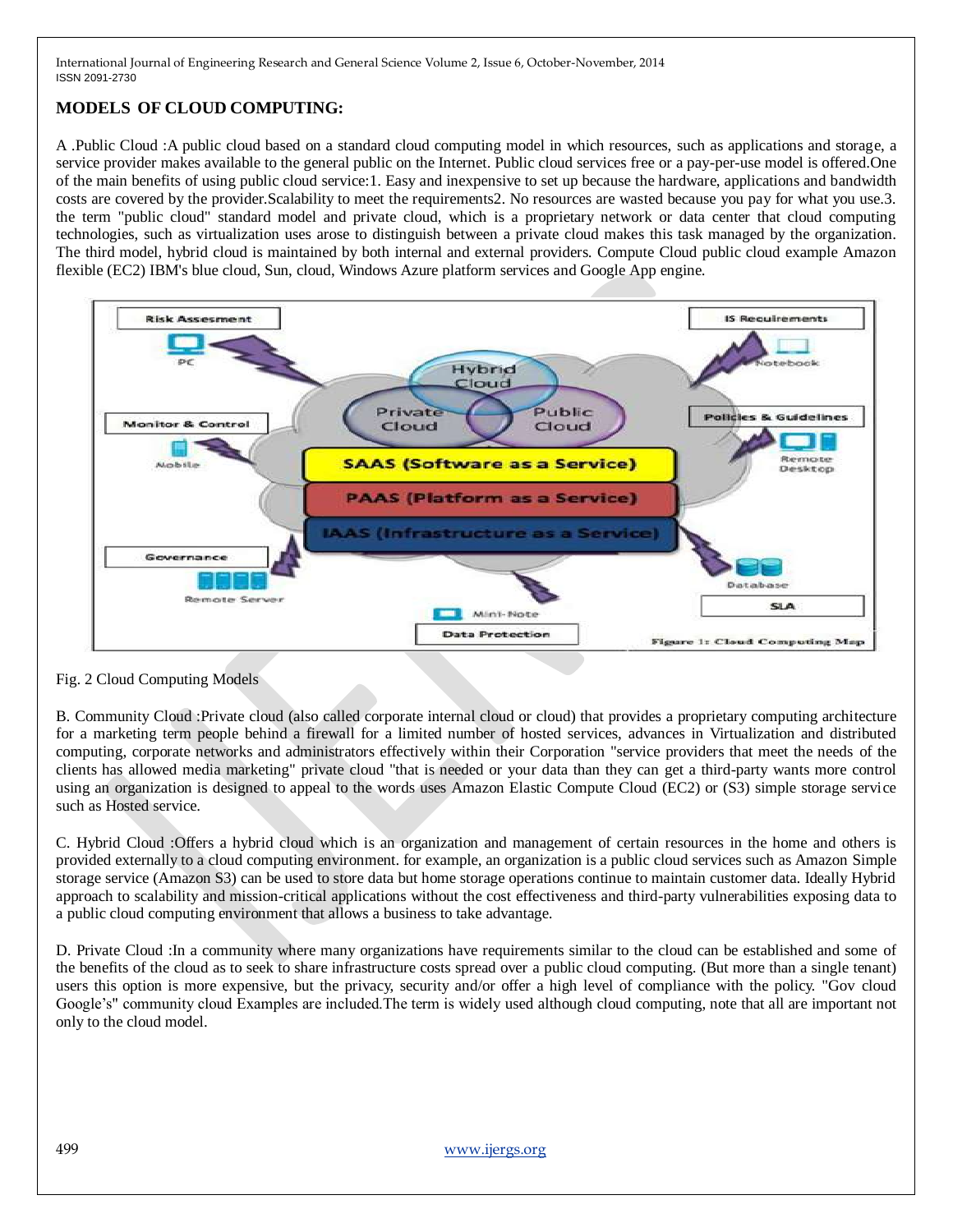## MODELS OF CLOUD COMPUTING:

A .Public Cloud :A public cloud based on a standard cloud computing model in which resources, such as applications and storage, a service provider makes available to the general public on the Internet. Public cloud services free or a pay-per-use model is offered.One of the main benefits of using public cloud service:1. Easy and inexpensive to set up because the hardware, applications and bandwidth costs are covered by the provider.Scalability to meet the requirements2. No resources are wasted because you pay for what you use.3. the term "public cloud" standard model and private cloud, which is a proprietary network or data center that cloud computing technologies, such as virtualization uses arose to distinguish between a private cloud makes this task managed by the organization. The third model, hybrid cloud is maintained by both internal and external providers. Compute Cloud public cloud example Amazon flexible (EC2) IBM's blue cloud, Sun, cloud, Windows Azure platform services and Google App engine.

Fig. 2 Cloud Computing Models

B. Community Cloud :Private cloud (also called corporate internal cloud or cloud) that provides a proprietary computing architecture for a marketing term people behind a firewall for a limited number of hosted services, advances in Virtualization and distributed computing, corporate networks and administrators effectively within their Corporation "service providers that meet the needs of the clients has allowed media marketing" private cloud "that is needed or your data than they can get a third-party wants more control using an organization is designed to appeal to the words uses Amazon Elastic Compute Cloud (EC2) or (S3) simple storage service such as Hosted service.

C. Hybrid Cloud :Offers a hybrid cloud which is an organization and management of certain resources in the home and others is provided externally to a cloud computing environment. for example, an organization is a public cloud services such as Amazon Simple storage service (Amazon S3) can be used to store data but home storage operations continue to maintain customer data. Ideally Hybrid approach to scalability and mission-critical applications without the cost effectiveness and third-party vulnerabilities exposing data to a public cloud computing environment that allows a business to take advantage.

D. Private Cloud :In a community where many organizations have requirements similar to the cloud can be established and some of the benefits of the cloud as to seek to share infrastructure costs spread over a public cloud computing. (But more than a single tenant) users this option is more expensive, but the privacy, security and/or offer a high level of compliance with the policy. "Gov cloud Google's" community cloud Examples are included.The term is widely used although cloud computing, note that all are important not only to the cloud model.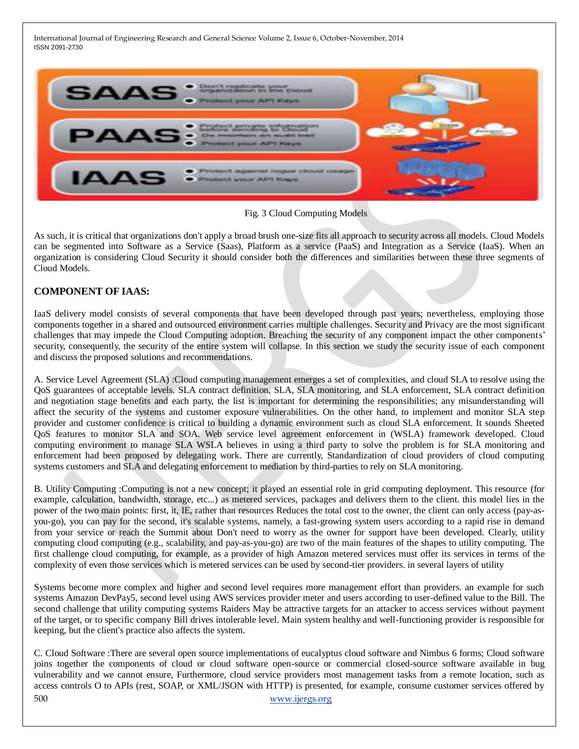Fig. 3 Cloud Computing Models

As such, it is critical that organizations don't apply a broad brush one-size fits all approach to security across all models. Cloud Models can be segmented into Software as a Service (Saas), Platform as a service (PaaS) and Integration as a Service (IaaS). When an organization is considering Cloud Security it should consider both the differences and similarities between these three segments of Cloud Models.

## COMPONENT OF IAAS:

IaaS delivery model consists of several components that have been developed through past years; nevertheless, employing those components together in a shared and outsourced environment carries multiple challenges. Security and Privacy are the most significant challenges that may impede the Cloud Computing adoption. Breaching the security of any component impact the other components' security, consequently, the security of the entire system will collapse. In this section we study the security issue of each component and discuss the proposed solutions and recommendations.

A. Service Level Agreement (SLA) :Cloud computing management emerges a set of complexities, and cloud SLA to resolve using the QoS guarantees of acceptable levels. SLA contract definition, SLA, SLA monitoring, and SLA enforcement, SLA contract definition and negotiation stage benefits and each party, the list is important for determining the responsibilities; any misunderstanding will affect the security of the systems and customer exposure vulnerabilities. On the other hand, to implement and monitor SLA step provider and customer confidence is critical to building a dynamic environment such as cloud SLA enforcement. It sounds Sheeted QoS features to monitor SLA and SOA. Web service level agreement enforcement in (WSLA) framework developed. Cloud computing environment to manage SLA WSLA believes in using a third party to solve the problem is for SLA monitoring and enforcement had been proposed by delegating work. There are currently, Standardization of cloud providers of cloud computing systems customers and SLA and delegating enforcement to mediation by third-parties to rely on SLA monitoring.

B. Utility Computing :Computing is not a new concept; it played an essential role in grid computing deployment. This resource (for example, calculation, bandwidth, storage, etc...) as metered services, packages and delivers them to the client. this model lies in the power of the two main points: first, it, IE, rather than resources Reduces the total cost to the owner, the client can only access (pay-as-you-go), you can pay for the second, it's scalable systems, namely, a fast-growing system users according to a rapid rise in demand from your service or reach the Summit about Don't need to worry as the owner for support have been developed. Clearly, utility computing cloud computing (e.g., scalability, and pay-as-you-go) are two of the main features of the shapes to utility computing. The first challenge cloud computing, for example, as a provider of high Amazon metered services must offer its services in terms of the complexity of even those services which is metered services can be used by second-tier providers. in several layers of utility

Systems become more complex and higher and second level requires more management effort than providers. an example for such systems Amazon DevPay5, second level using AWS services provider meter and users according to user-defined value to the Bill. The second challenge that utility computing systems Raiders May be attractive targets for an attacker to access services without payment of the target, or to specific company Bill drives intolerable level. Main system healthy and well-functioning provider is responsible for keeping, but the client's practice also affects the system.

C. Cloud Software :There are several open source implementations of eucalyptus cloud software and Nimbus 6 forms; Cloud software joins together the components of cloud or cloud software open-source or commercial closed-source software available in bug vulnerability and we cannot ensure, Furthermore, cloud service providers most management tasks from a remote location, such as access controls O to APIs (rest, SOAP, or XML/JSON with HTTP) is presented, for example, consume customer services offered by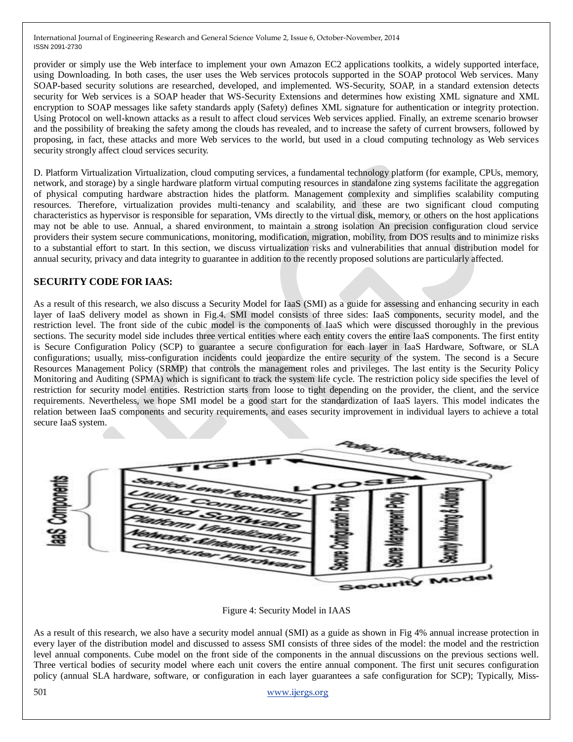provider or simply use the Web interface to implement your own Amazon EC2 applications toolkits, a widely supported interface, using Downloading. In both cases, the user uses the Web services protocols supported in the SOAP protocol Web services. Many SOAP-based security solutions are researched, developed, and implemented. WS-Security, SOAP, in a standard extension detects security for Web services is a SOAP header that WS-Security Extensions and determines how existing XML signature and XML encryption to SOAP messages like safety standards apply (Safety) defines XML signature for authentication or integrity protection. Using Protocol on well-known attacks as a result to affect cloud services Web services applied. Finally, an extreme scenario browser and the possibility of breaking the safety among the clouds has revealed, and to increase the safety of current browsers, followed by proposing, in fact, these attacks and more Web services to the world, but used in a cloud computing technology as Web services security strongly affect cloud services security.

D. Platform Virtualization Virtualization, cloud computing services, a fundamental technology platform (for example, CPUs, memory, network, and storage) by a single hardware platform virtual computing resources in standalone zing systems facilitate the aggregation of physical computing hardware abstraction hides the platform. Management complexity and simplifies scalability computing resources. Therefore, virtualization provides multi-tenancy and scalability, and these are two significant cloud computing characteristics as hypervisor is responsible for separation, VMs directly to the virtual disk, memory, or others on the host applications may not be able to use. Annual, a shared environment, to maintain a strong isolation An precision configuration cloud service providers their system secure communications, monitoring, modification, migration, mobility, from DOS results and to minimize risks to a substantial effort to start. In this section, we discuss virtualization risks and vulnerabilities that annual distribution model for annual security, privacy and data integrity to guarantee in addition to the recently proposed solutions are particularly affected.

## SECURITY CODE FOR IAAS:

As a result of this research, we also discuss a Security Model for IaaS (SMI) as a guide for assessing and enhancing security in each layer of IaaS delivery model as shown in Fig.4. SMI model consists of three sides: IaaS components, security model, and the restriction level. The front side of the cubic model is the components of IaaS which were discussed thoroughly in the previous sections. The security model side includes three vertical entities where each entity covers the entire IaaS components. The first entity is Secure Configuration Policy (SCP) to guarantee a secure configuration for each layer in IaaS Hardware, Software, or SLA configurations; usually, miss-configuration incidents could jeopardize the entire security of the system. The second is a Secure Resources Management Policy (SRMP) that controls the management roles and privileges. The last entity is the Security Policy Monitoring and Auditing (SPMA) which is significant to track the system life cycle. The restriction policy side specifies the level of restriction for security model entities. Restriction starts from loose to tight depending on the provider, the client, and the service requirements. Nevertheless, we hope SMI model be a good start for the standardization of IaaS layers. This model indicates the relation between IaaS components and security requirements, and eases security improvement in individual layers to achieve a total secure IaaS system.

Figure 4: Security Model in IAAS

As a result of this research, we also have a security model annual (SMI) as a guide as shown in Fig 4% annual increase protection in every layer of the distribution model and discussed to assess SMI consists of three sides of the model: the model and the restriction level annual components. Cube model on the front side of the components in the annual discussions on the previous sections well. Three vertical bodies of security model where each unit covers the entire annual component. The first unit secures configuration policy (annual SLA hardware, software, or configuration in each layer guarantees a safe configuration for SCP); Typically, Miss-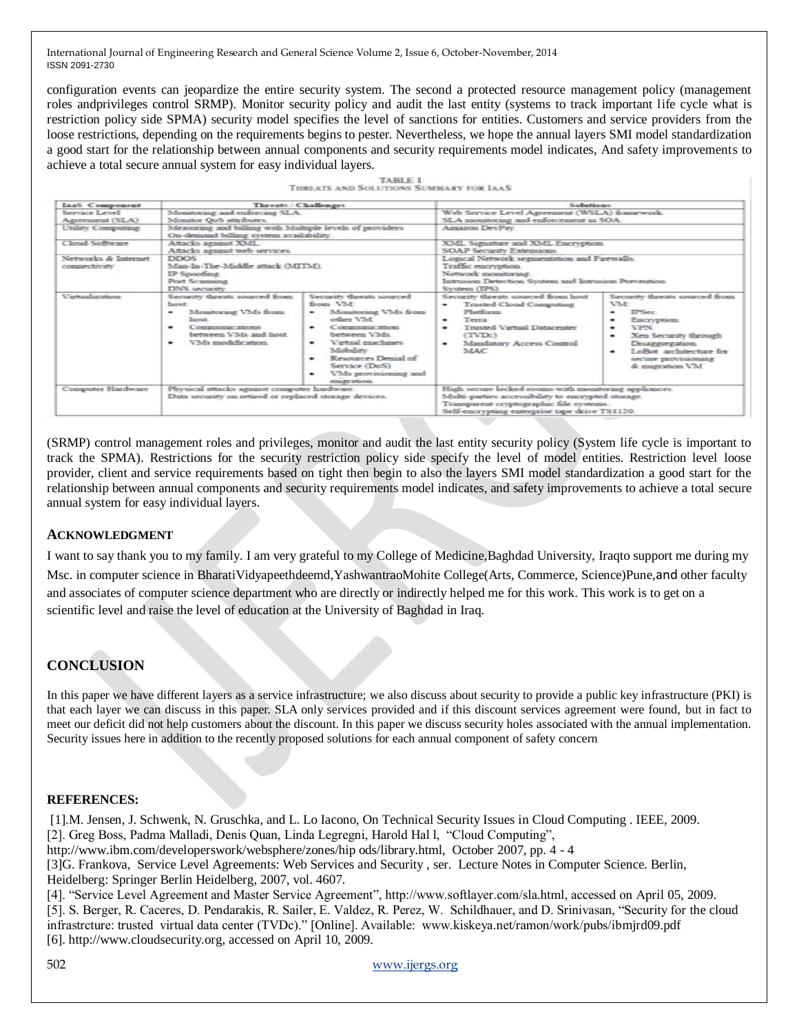configuration events can jeopardize the entire security system. The second a protected resource management policy (management roles andprivileges control SRMP). Monitor security policy and audit the last entity (systems to track important life cycle what is restriction policy side SPMA) security model specifies the level of sanctions for entities. Customers and service providers from the loose restrictions, depending on the requirements begins to pester. Nevertheless, we hope the annual layers SMI model standardization a good start for the relationship between annual components and security requirements model indicates, And safety improvements to achieve a total secure annual system for easy individual layers.

TABLE I
THREATS AND SOLUTIONS SUMMARY FOR IAAS

| IaaS Component | Threats / Challenges | | Solutions | |
|---|---|---|---|---|
| Service Level Agreement (SLA) | Monitoring and enforcing SLA. Monitor QoS attributes. | | Web Service Level Agreement (WSLA) framework. SLA monitoring and enforcement in SOA. | |
| Utility Computing | Measuring and billing with Multiple levels of providers. On-demand billing system availability. | | Amazon DevPay. | |
| Cloud Software | Attacks against XML. Attacks against web services. | | XML Signature and XML Encryption. SOAP Security Extensions. | |
| Networks & Internet connectivity | DDOS. Man-In-The-Middle attack (MITM). IP Spoofing. Port Scanning. DNS security. | | Logical Network segmentation and Firewalls. Traffic encryption. Network monitoring. Intrusion Detection System and Intrusion Prevention System (IPS). | |
| Virtualization | Security threats sourced from host: • Monitoring VMs from host. • Communications between VMs and host. • VMs modification. | Security threats sourced from VM: • Monitoring VMs from other VM. • Communication between VMs. • Virtual machines Mobility. • Resources Denial of Service (DoS). • VMs provisioning and migration. | Security threats sourced from host: • Trusted Cloud Computing Platform. • Terra. • Trusted Virtual Datacenter (TVDc). • Mandatory Access Control MAC. | Security threats sourced from VM: • IPSec. • Encryption. • VPN. • Xen Security through Disaggregation. • LoBot architecture for secure provisioning & migration VM. |
| Computer Hardware | Physical attacks against computer hardware. Data security on retired or replaced storage devices. | | High secure locked rooms with monitoring appliances. Multi-parties accessibility to encrypted storage. Transparent cryptographic file systems. Self-encrypting enterprise tape drive TS1120. | |

(SRMP) control management roles and privileges, monitor and audit the last entity security policy (System life cycle is important to track the SPMA). Restrictions for the security restriction policy side specify the level of model entities. Restriction level loose provider, client and service requirements based on tight then begin to also the layers SMI model standardization a good start for the relationship between annual components and security requirements model indicates, and safety improvements to achieve a total secure annual system for easy individual layers.

## ACKNOWLEDGMENT

I want to say thank you to my family. I am very grateful to my College of Medicine,Baghdad University, Iraqto support me during my Msc. in computer science in BharatiVidyapeethdeemd,YashwantraoMohite College(Arts, Commerce, Science)Pune,and other faculty and associates of computer science department who are directly or indirectly helped me for this work. This work is to get on a scientific level and raise the level of education at the University of Baghdad in Iraq.

## CONCLUSION

In this paper we have different layers as a service infrastructure; we also discuss about security to provide a public key infrastructure (PKI) is that each layer we can discuss in this paper. SLA only services provided and if this discount services agreement were found, but in fact to meet our deficit did not help customers about the discount. In this paper we discuss security holes associated with the annual implementation. Security issues here in addition to the recently proposed solutions for each annual component of safety concern

## REFERENCES:

[1].M. Jensen, J. Schwenk, N. Gruschka, and L. Lo Iacono, On Technical Security Issues in Cloud Computing . IEEE, 2009.
[2]. Greg Boss, Padma Malladi, Denis Quan, Linda Legregni, Harold Hal l, "Cloud Computing", http://www.ibm.com/developerswork/websphere/zones/hip ods/library.html, October 2007, pp. 4 - 4
[3]G. Frankova, Service Level Agreements: Web Services and Security , ser. Lecture Notes in Computer Science. Berlin, Heidelberg: Springer Berlin Heidelberg, 2007, vol. 4607.
[4]. "Service Level Agreement and Master Service Agreement", http://www.softlayer.com/sla.html, accessed on April 05, 2009.
[5]. S. Berger, R. Caceres, D. Pendarakis, R. Sailer, E. Valdez, R. Perez, W. Schildhauer, and D. Srinivasan, "Security for the cloud infrastrcture: trusted virtual data center (TVDc)." [Online]. Available: www.kiskeya.net/ramon/work/pubs/ibmjrd09.pdf
[6]. http://www.cloudsecurity.org, accessed on April 10, 2009.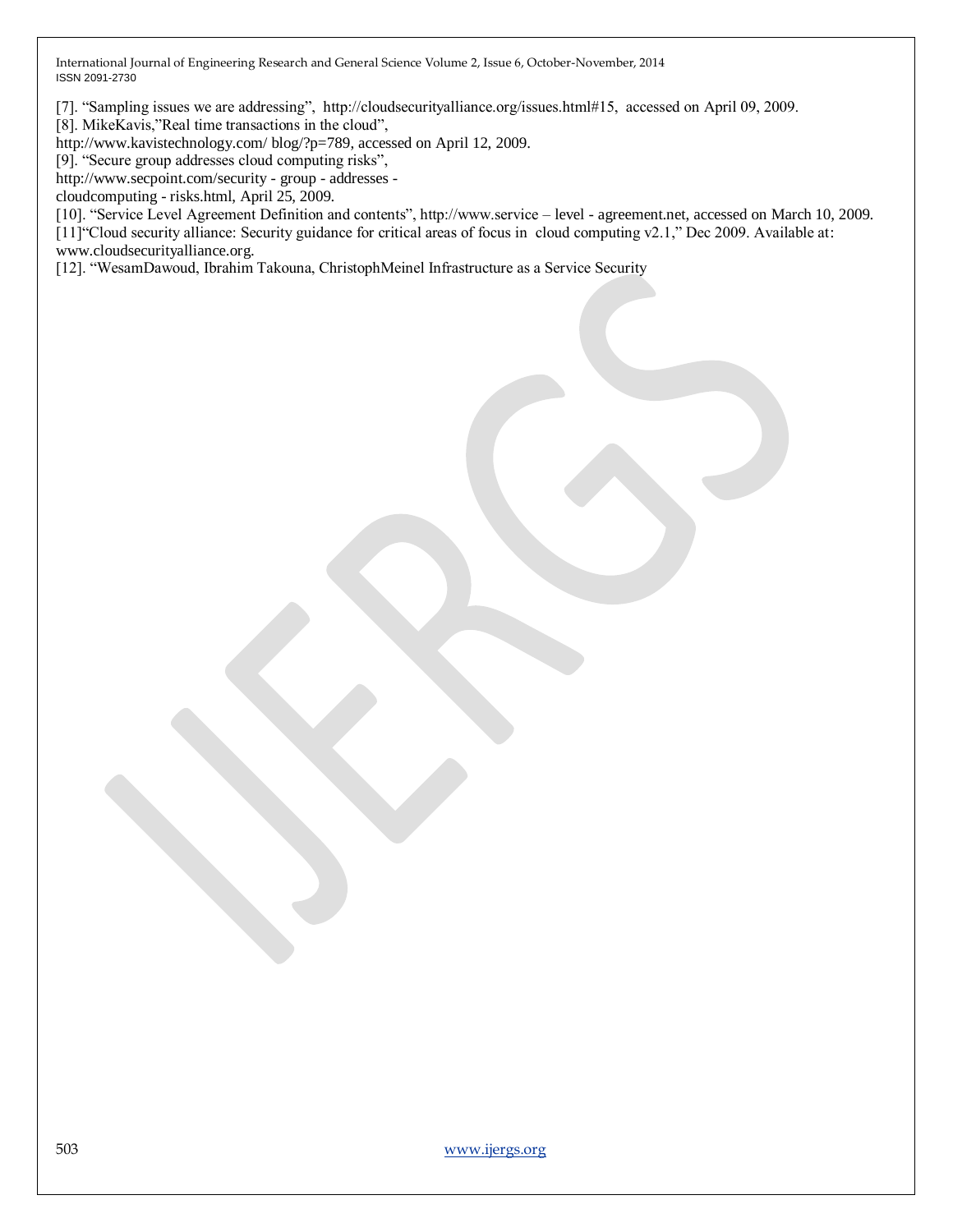[7]. "Sampling issues we are addressing", http://cloudsecurityalliance.org/issues.html#15, accessed on April 09, 2009.

[8]. MikeKavis,"Real time transactions in the cloud",
http://www.kavistechnology.com/ blog/?p=789, accessed on April 12, 2009.

[9]. "Secure group addresses cloud computing risks",
http://www.secpoint.com/security - group - addresses -
cloudcomputing - risks.html, April 25, 2009.

[10]. "Service Level Agreement Definition and contents", http://www.service – level - agreement.net, accessed on March 10, 2009.

[11]"Cloud security alliance: Security guidance for critical areas of focus in cloud computing v2.1," Dec 2009. Available at: www.cloudsecurityalliance.org.

[12]. "WesamDawoud, Ibrahim Takouna, ChristophMeinel Infrastructure as a Service Security